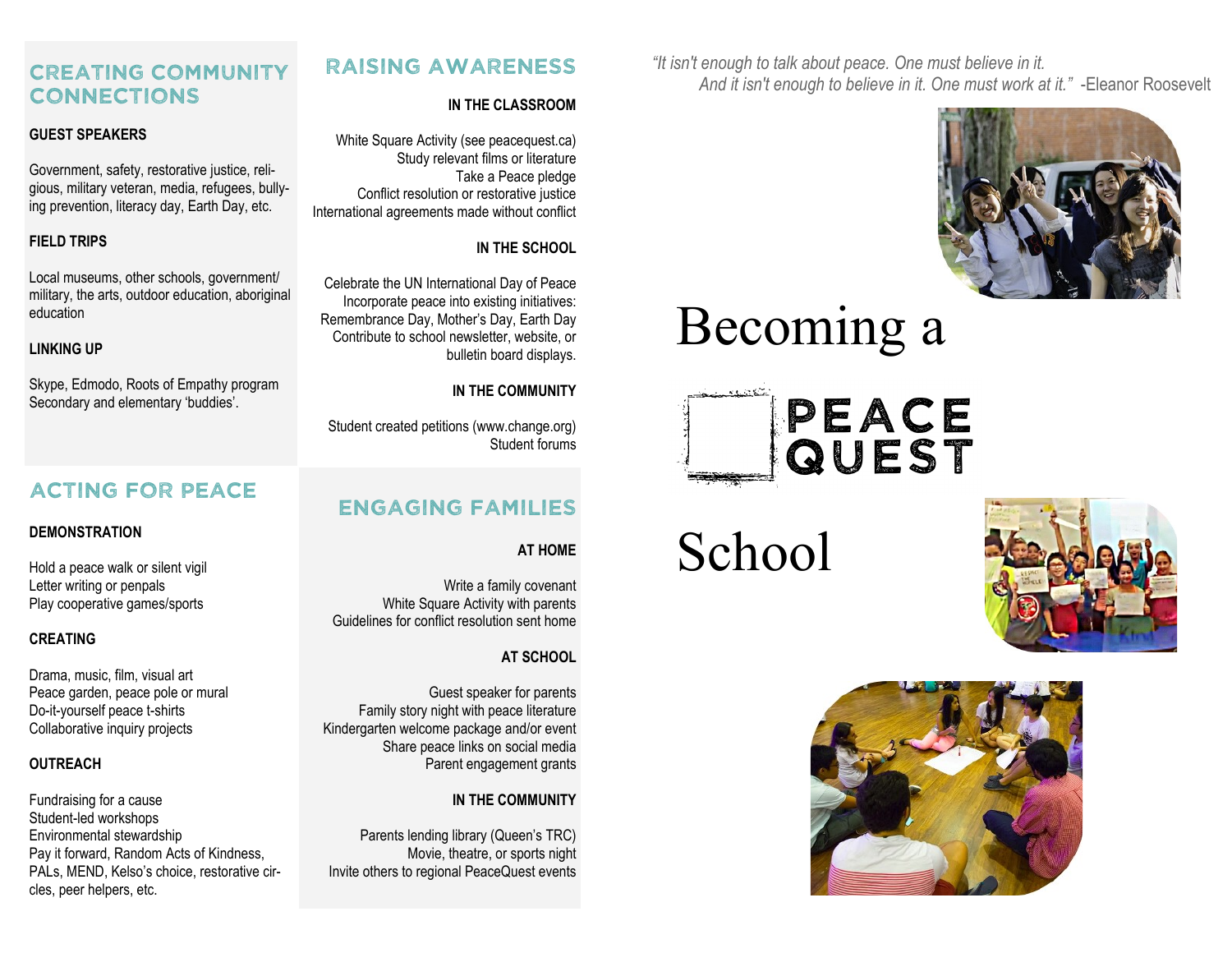## CREATING COMMUNITY CONNECTIONS

**GUEST SPEAKERS**

Government, safety, restorative justice, religious, military veteran, media, refugees, bullying prevention, literacy day, Earth Day, etc.

**FIELD TRIPS**

Local museums, other schools, government/military, the arts, outdoor education, aboriginal education

**LINKING UP**

Skype, Edmodo, Roots of Empathy program
Secondary and elementary 'buddies'.

## ACTING FOR PEACE

**DEMONSTRATION**

Hold a peace walk or silent vigil
Letter writing or penpals
Play cooperative games/sports

**CREATING**

Drama, music, film, visual art
Peace garden, peace pole or mural
Do-it-yourself peace t-shirts
Collaborative inquiry projects

**OUTREACH**

Fundraising for a cause
Student-led workshops
Environmental stewardship
Pay it forward, Random Acts of Kindness, PALs, MEND, Kelso's choice, restorative circles, peer helpers, etc.

## RAISING AWARENESS

**IN THE CLASSROOM**

White Square Activity (see peacequest.ca)
Study relevant films or literature
Take a Peace pledge
Conflict resolution or restorative justice
International agreements made without conflict

**IN THE SCHOOL**

Celebrate the UN International Day of Peace
Incorporate peace into existing initiatives: Remembrance Day, Mother's Day, Earth Day
Contribute to school newsletter, website, or bulletin board displays.

**IN THE COMMUNITY**

Student created petitions (www.change.org)
Student forums

## ENGAGING FAMILIES

**AT HOME**

Write a family covenant
White Square Activity with parents
Guidelines for conflict resolution sent home

**AT SCHOOL**

Guest speaker for parents
Family story night with peace literature
Kindergarten welcome package and/or event
Share peace links on social media
Parent engagement grants

**IN THE COMMUNITY**

Parents lending library (Queen's TRC)
Movie, theatre, or sports night
Invite others to regional PeaceQuest events

*"It isn't enough to talk about peace. One must believe in it. And it isn't enough to believe in it. One must work at it."* -Eleanor Roosevelt

# Becoming a PEACE QUEST School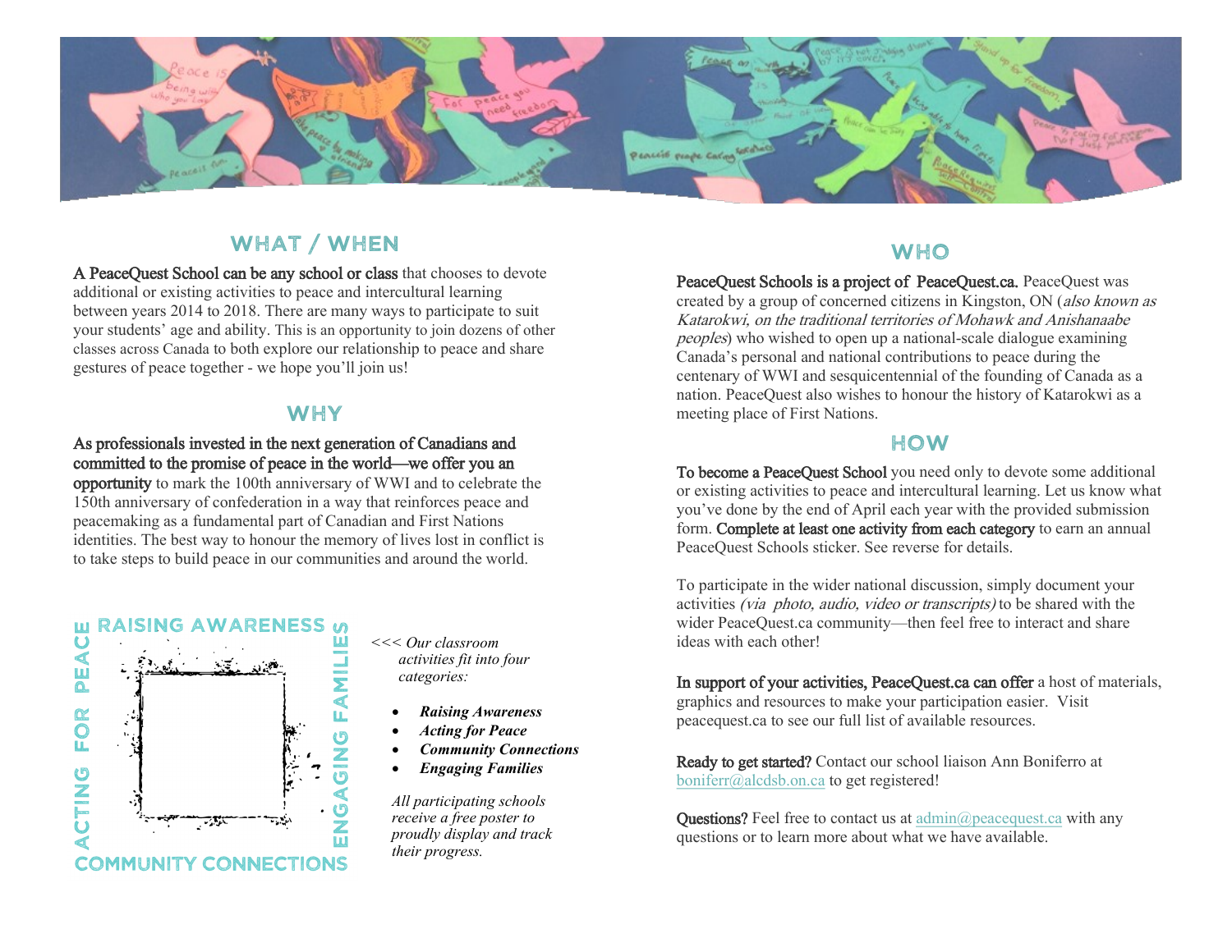## WHAT / WHEN

**A PeaceQuest School can be any school or class** that chooses to devote additional or existing activities to peace and intercultural learning between years 2014 to 2018. There are many ways to participate to suit your students' age and ability. This is an opportunity to join dozens of other classes across Canada to both explore our relationship to peace and share gestures of peace together - we hope you'll join us!

## WHY

**As professionals invested in the next generation of Canadians and committed to the promise of peace in the world—we offer you an opportunity** to mark the 100th anniversary of WWI and to celebrate the 150th anniversary of confederation in a way that reinforces peace and peacemaking as a fundamental part of Canadian and First Nations identities. The best way to honour the memory of lives lost in conflict is to take steps to build peace in our communities and around the world.

RAISING AWARENESS

ENGAGING FAMILIES

COMMUNITY CONNECTIONS

ACTING FOR PEACE

*<<< Our classroom activities fit into four categories:*

- ***Raising Awareness***
- ***Acting for Peace***
- ***Community Connections***
- ***Engaging Families***

*All participating schools receive a free poster to proudly display and track their progress.*

## WHO

**PeaceQuest Schools is a project of PeaceQuest.ca.** PeaceQuest was created by a group of concerned citizens in Kingston, ON (*also known as Katarokwi, on the traditional territories of Mohawk and Anishanaabe peoples*) who wished to open up a national-scale dialogue examining Canada's personal and national contributions to peace during the centenary of WWI and sesquicentennial of the founding of Canada as a nation. PeaceQuest also wishes to honour the history of Katarokwi as a meeting place of First Nations.

## HOW

**To become a PeaceQuest School** you need only to devote some additional or existing activities to peace and intercultural learning. Let us know what you've done by the end of April each year with the provided submission form. **Complete at least one activity from each category** to earn an annual PeaceQuest Schools sticker. See reverse for details.

To participate in the wider national discussion, simply document your activities *(via photo, audio, video or transcripts)* to be shared with the wider PeaceQuest.ca community—then feel free to interact and share ideas with each other!

**In support of your activities, PeaceQuest.ca can offer** a host of materials, graphics and resources to make your participation easier. Visit peacequest.ca to see our full list of available resources.

**Ready to get started?** Contact our school liaison Ann Boniferro at boniferr@alcdsb.on.ca to get registered!

**Questions?** Feel free to contact us at admin@peacequest.ca with any questions or to learn more about what we have available.